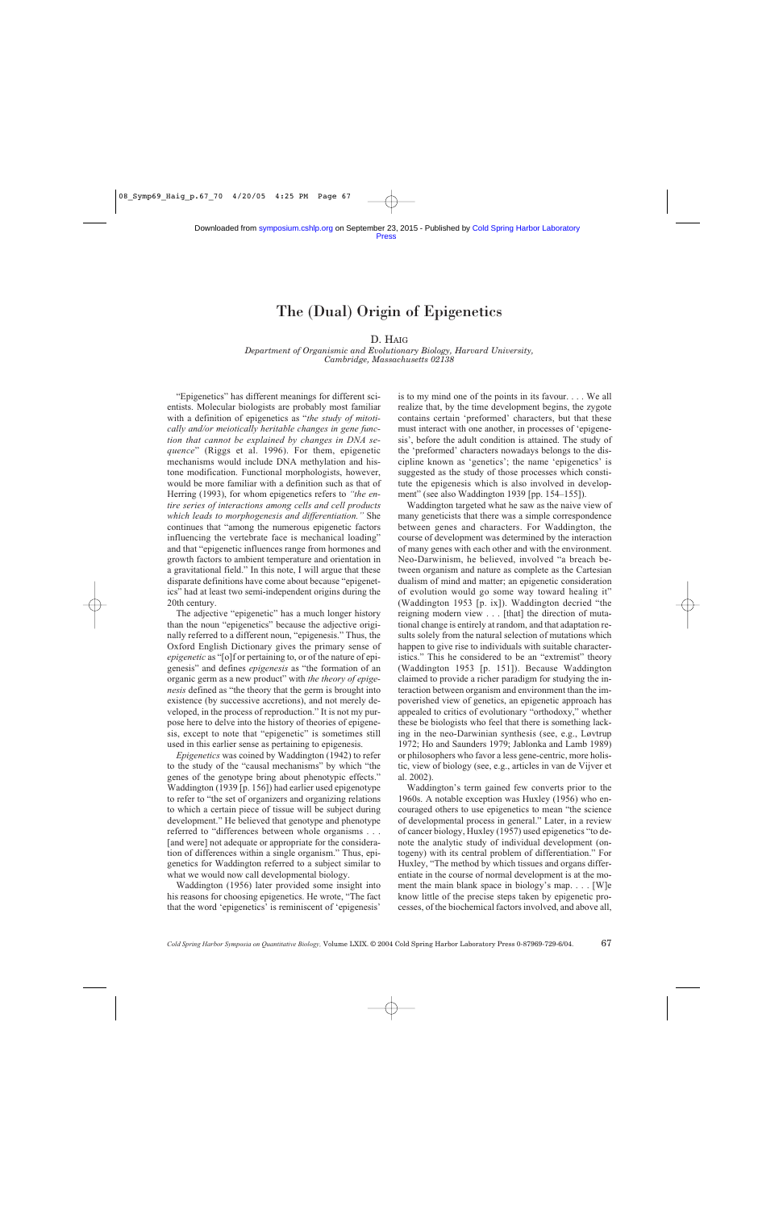# The (Dual) Origin of Epigenetics

D. Haig

*Department of Organismic and Evolutionary Biology, Harvard University, Cambridge, Massachusetts 02138*

"Epigenetics" has different meanings for different scientists. Molecular biologists are probably most familiar with a definition of epigenetics as "*the study of mitotically and/or meiotically heritable changes in gene function that cannot be explained by changes in DNA sequence*" (Riggs et al. 1996). For them, epigenetic mechanisms would include DNA methylation and histone modification. Functional morphologists, however, would be more familiar with a definition such as that of Herring (1993), for whom epigenetics refers to *"the entire series of interactions among cells and cell products which leads to morphogenesis and differentiation."* She continues that "among the numerous epigenetic factors influencing the vertebrate face is mechanical loading" and that "epigenetic influences range from hormones and growth factors to ambient temperature and orientation in a gravitational field." In this note, I will argue that these disparate definitions have come about because "epigenetics" had at least two semi-independent origins during the 20th century.

The adjective "epigenetic" has a much longer history than the noun "epigenetics" because the adjective originally referred to a different noun, "epigenesis." Thus, the Oxford English Dictionary gives the primary sense of *epigenetic* as "[o]f or pertaining to, or of the nature of epigenesis" and defines *epigenesis* as "the formation of an organic germ as a new product" with *the theory of epigenesis* defined as "the theory that the germ is brought into existence (by successive accretions), and not merely developed, in the process of reproduction." It is not my purpose here to delve into the history of theories of epigenesis, except to note that "epigenetic" is sometimes still used in this earlier sense as pertaining to epigenesis.

*Epigenetics* was coined by Waddington (1942) to refer to the study of the "causal mechanisms" by which "the genes of the genotype bring about phenotypic effects." Waddington (1939 [p. 156]) had earlier used epigenotype to refer to "the set of organizers and organizing relations to which a certain piece of tissue will be subject during development." He believed that genotype and phenotype referred to "differences between whole organisms . . . [and were] not adequate or appropriate for the consideration of differences within a single organism." Thus, epigenetics for Waddington referred to a subject similar to what we would now call developmental biology.

Waddington (1956) later provided some insight into his reasons for choosing epigenetics. He wrote, "The fact that the word 'epigenetics' is reminiscent of 'epigenesis' is to my mind one of the points in its favour. . . . We all realize that, by the time development begins, the zygote contains certain 'preformed' characters, but that these must interact with one another, in processes of 'epigenesis', before the adult condition is attained. The study of the 'preformed' characters nowadays belongs to the discipline known as 'genetics'; the name 'epigenetics' is suggested as the study of those processes which constitute the epigenesis which is also involved in development" (see also Waddington 1939 [pp. 154–155]).

Waddington targeted what he saw as the naive view of many geneticists that there was a simple correspondence between genes and characters. For Waddington, the course of development was determined by the interaction of many genes with each other and with the environment. Neo-Darwinism, he believed, involved "a breach between organism and nature as complete as the Cartesian dualism of mind and matter; an epigenetic consideration of evolution would go some way toward healing it" (Waddington 1953 [p. ix]). Waddington decried "the reigning modern view . . . [that] the direction of mutational change is entirely at random, and that adaptation results solely from the natural selection of mutations which happen to give rise to individuals with suitable characteristics." This he considered to be an "extremist" theory (Waddington 1953 [p. 151]). Because Waddington claimed to provide a richer paradigm for studying the interaction between organism and environment than the impoverished view of genetics, an epigenetic approach has appealed to critics of evolutionary "orthodoxy," whether these be biologists who feel that there is something lacking in the neo-Darwinian synthesis (see, e.g., Løvtrup 1972; Ho and Saunders 1979; Jablonka and Lamb 1989) or philosophers who favor a less gene-centric, more holistic, view of biology (see, e.g., articles in van de Vijver et al. 2002).

Waddington's term gained few converts prior to the 1960s. A notable exception was Huxley (1956) who encouraged others to use epigenetics to mean "the science of developmental process in general." Later, in a review of cancer biology, Huxley (1957) used epigenetics "to denote the analytic study of individual development (ontogeny) with its central problem of differentiation." For Huxley, "The method by which tissues and organs differentiate in the course of normal development is at the moment the main blank space in biology's map. . . . [W]e know little of the precise steps taken by epigenetic processes, of the biochemical factors involved, and above all,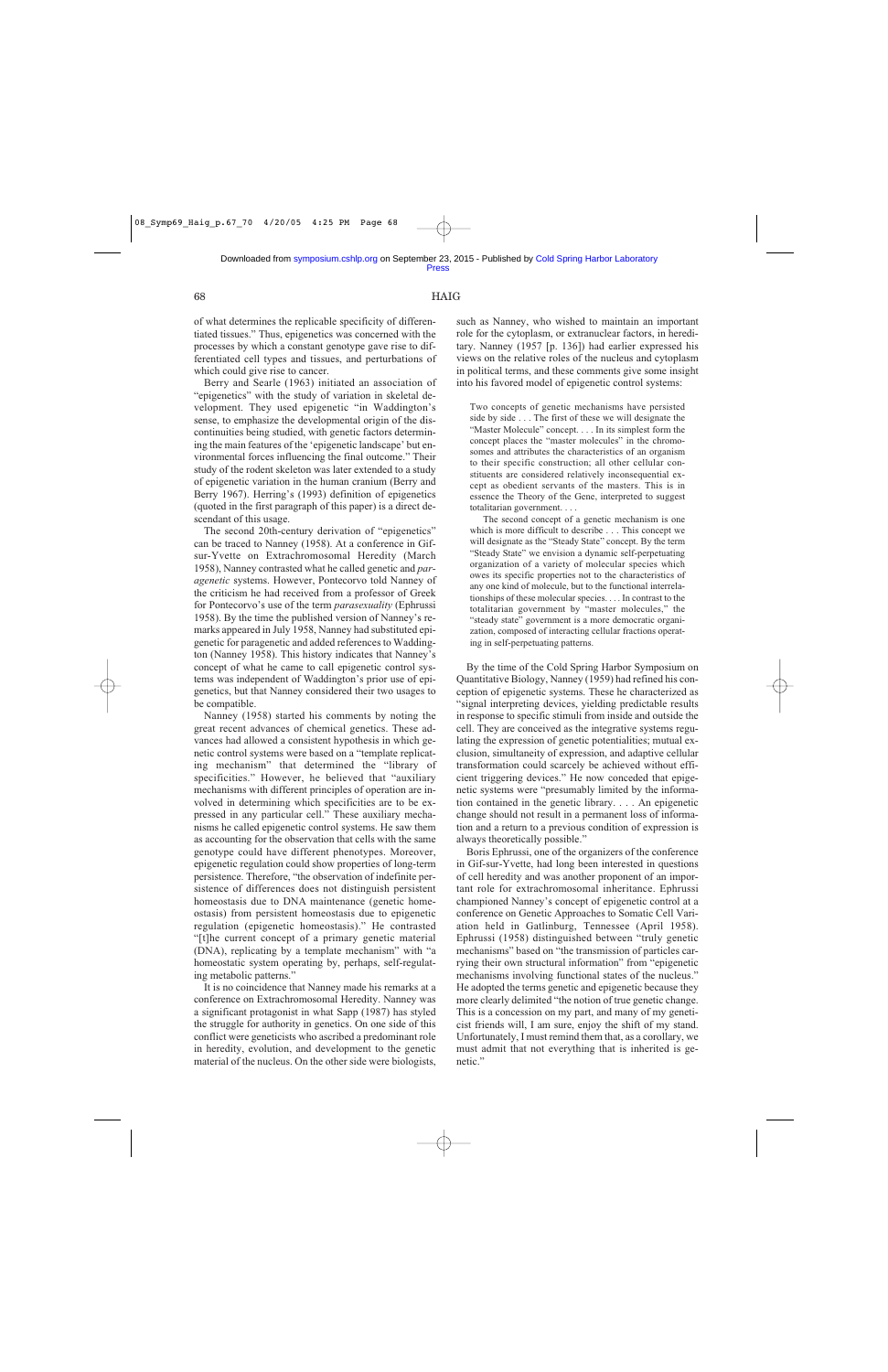of what determines the replicable specificity of differentiated tissues." Thus, epigenetics was concerned with the processes by which a constant genotype gave rise to differentiated cell types and tissues, and perturbations of which could give rise to cancer.

Berry and Searle (1963) initiated an association of "epigenetics" with the study of variation in skeletal development. They used epigenetic "in Waddington's sense, to emphasize the developmental origin of the discontinuities being studied, with genetic factors determining the main features of the 'epigenetic landscape' but environmental forces influencing the final outcome." Their study of the rodent skeleton was later extended to a study of epigenetic variation in the human cranium (Berry and Berry 1967). Herring's (1993) definition of epigenetics (quoted in the first paragraph of this paper) is a direct descendant of this usage.

The second 20th-century derivation of "epigenetics" can be traced to Nanney (1958). At a conference in Gif-sur-Yvette on Extrachromosomal Heredity (March 1958), Nanney contrasted what he called genetic and *paragenetic* systems. However, Pontecorvo told Nanney of the criticism he had received from a professor of Greek for Pontecorvo's use of the term *parasexuality* (Ephrussi 1958). By the time the published version of Nanney's remarks appeared in July 1958, Nanney had substituted epigenetic for paragenetic and added references to Waddington (Nanney 1958). This history indicates that Nanney's concept of what he came to call epigenetic control systems was independent of Waddington's prior use of epigenetics, but that Nanney considered their two usages to be compatible.

Nanney (1958) started his comments by noting the great recent advances of chemical genetics. These advances had allowed a consistent hypothesis in which genetic control systems were based on a "template replicating mechanism" that determined the "library of specificities." However, he believed that "auxiliary mechanisms with different principles of operation are involved in determining which specificities are to be expressed in any particular cell." These auxiliary mechanisms he called epigenetic control systems. He saw them as accounting for the observation that cells with the same genotype could have different phenotypes. Moreover, epigenetic regulation could show properties of long-term persistence. Therefore, "the observation of indefinite persistence of differences does not distinguish persistent homeostasis due to DNA maintenance (genetic homeostasis) from persistent homeostasis due to epigenetic regulation (epigenetic homeostasis)." He contrasted "[t]he current concept of a primary genetic material (DNA), replicating by a template mechanism" with "a homeostatic system operating by, perhaps, self-regulating metabolic patterns."

It is no coincidence that Nanney made his remarks at a conference on Extrachromosomal Heredity. Nanney was a significant protagonist in what Sapp (1987) has styled the struggle for authority in genetics. On one side of this conflict were geneticists who ascribed a predominant role in heredity, evolution, and development to the genetic material of the nucleus. On the other side were biologists, such as Nanney, who wished to maintain an important role for the cytoplasm, or extranuclear factors, in hereditary. Nanney (1957 [p. 136]) had earlier expressed his views on the relative roles of the nucleus and cytoplasm in political terms, and these comments give some insight into his favored model of epigenetic control systems:

> Two concepts of genetic mechanisms have persisted side by side . . . The first of these we will designate the "Master Molecule" concept. . . . In its simplest form the concept places the "master molecules" in the chromosomes and attributes the characteristics of an organism to their specific construction; all other cellular constituents are considered relatively inconsequential except as obedient servants of the masters. This is in essence the Theory of the Gene, interpreted to suggest totalitarian government. . . .
>
> The second concept of a genetic mechanism is one which is more difficult to describe . . . This concept we will designate as the "Steady State" concept. By the term "Steady State" we envision a dynamic self-perpetuating organization of a variety of molecular species which owes its specific properties not to the characteristics of any one kind of molecule, but to the functional interrelationships of these molecular species. . . . In contrast to the totalitarian government by "master molecules," the "steady state" government is a more democratic organization, composed of interacting cellular fractions operating in self-perpetuating patterns.

By the time of the Cold Spring Harbor Symposium on Quantitative Biology, Nanney (1959) had refined his conception of epigenetic systems. These he characterized as "signal interpreting devices, yielding predictable results in response to specific stimuli from inside and outside the cell. They are conceived as the integrative systems regulating the expression of genetic potentialities; mutual exclusion, simultaneity of expression, and adaptive cellular transformation could scarcely be achieved without efficient triggering devices." He now conceded that epigenetic systems were "presumably limited by the information contained in the genetic library. . . . An epigenetic change should not result in a permanent loss of information and a return to a previous condition of expression is always theoretically possible."

Boris Ephrussi, one of the organizers of the conference in Gif-sur-Yvette, had long been interested in questions of cell heredity and was another proponent of an important role for extrachromosomal inheritance. Ephrussi championed Nanney's concept of epigenetic control at a conference on Genetic Approaches to Somatic Cell Variation held in Gatlinburg, Tennessee (April 1958). Ephrussi (1958) distinguished between "truly genetic mechanisms" based on "the transmission of particles carrying their own structural information" from "epigenetic mechanisms involving functional states of the nucleus." He adopted the terms genetic and epigenetic because they more clearly delimited "the notion of true genetic change. This is a concession on my part, and many of my geneticist friends will, I am sure, enjoy the shift of my stand. Unfortunately, I must remind them that, as a corollary, we must admit that not everything that is inherited is genetic."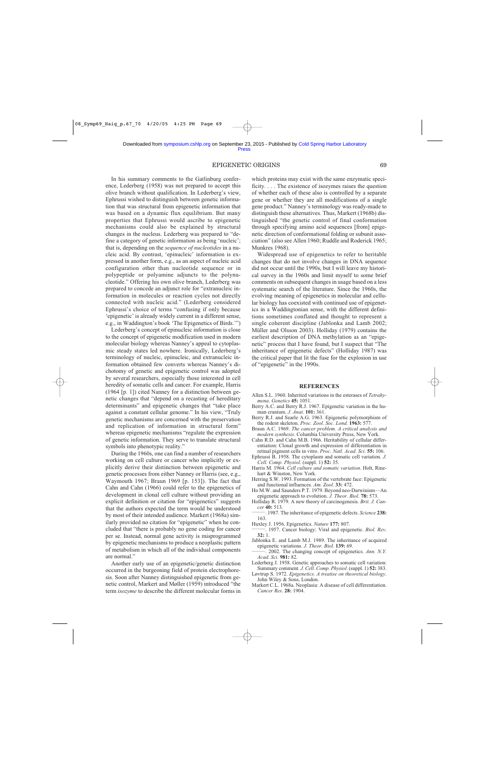In his summary comments to the Gatlinburg conference, Lederberg (1958) was not prepared to accept this olive branch without qualification. In Lederberg's view, Ephrussi wished to distinguish between genetic information that was structural from epigenetic information that was based on a dynamic flux equilibrium. But many properties that Ephrussi would ascribe to epigenetic mechanisms could also be explained by structural changes in the nucleus. Lederberg was prepared to "define a category of genetic information as being 'nucleic'; that is, depending on the *sequence of nucleotides* in a nucleic acid. By contrast, 'epinucleic' information is expressed in another form, e.g., as an aspect of nucleic acid configuration other than nucleotide sequence or in polypeptide or polyamine adjuncts to the polynucleotide." Offering his own olive branch, Lederberg was prepared to concede an adjunct role for "extranucleic information in molecules or reaction cycles not directly connected with nucleic acid." (Lederberg considered Ephrussi's choice of terms "confusing if only because 'epigenetic' is already widely current in a different sense, e.g., in Waddington's book 'The Epigenetics of Birds.'")

Lederberg's concept of epinucleic information is close to the concept of epigenetic modification used in modern molecular biology whereas Nanney's appeal to cytoplasmic steady states led nowhere. Ironically, Lederberg's terminology of nucleic, epinucleic, and extranucleic information obtained few converts whereas Nanney's dichotomy of genetic and epigenetic control was adopted by several researchers, especially those interested in cell heredity of somatic cells and cancer. For example, Harris (1964 [p. 1]) cited Nanney for a distinction between genetic changes that "depend on a recasting of hereditary determinants" and epigenetic changes that "take place against a constant cellular genome." In his view, "Truly genetic mechanisms are concerned with the preservation and replication of information in structural form" whereas epigenetic mechanisms "regulate the expression of genetic information. They serve to translate structural symbols into phenotypic reality."

During the 1960s, one can find a number of researchers working on cell culture or cancer who implicitly or explicitly derive their distinction between epigenetic and genetic processes from either Nanney or Harris (see, e.g., Waymouth 1967; Braun 1969 [p. 153]). The fact that Cahn and Cahn (1966) could refer to the epigenetics of development in clonal cell culture without providing an explicit definition or citation for "epigenetics" suggests that the authors expected the term would be understood by most of their intended audience. Markert (1968a) similarly provided no citation for "epigenetic" when he concluded that "there is probably no gene coding for cancer per se. Instead, normal gene activity is misprogrammed by epigenetic mechanisms to produce a neoplastic pattern of metabolism in which all of the individual components are normal."

Another early use of an epigenetic/genetic distinction occurred in the burgeoning field of protein electrophoresis. Soon after Nanney distinguished epigenetic from genetic control, Markert and Møller (1959) introduced "the term *isozyme* to describe the different molecular forms in which proteins may exist with the same enzymatic specificity. . . . The existence of isozymes raises the question of whether each of these also is controlled by a separate gene or whether they are all modifications of a single gene product." Nanney's terminology was ready-made to distinguish these alternatives. Thus, Markert (1968b) distinguished "the genetic control of final conformation through specifying amino acid sequences [from] epigenetic direction of conformational folding or subunit association" (also see Allen 1960; Ruddle and Roderick 1965; Munkres 1968).

Widespread use of epigenetics to refer to heritable changes that do not involve changes in DNA sequence did not occur until the 1990s, but I will leave my historical survey in the 1960s and limit myself to some brief comments on subsequent changes in usage based on a less systematic search of the literature. Since the 1960s, the evolving meaning of epigenetics in molecular and cellular biology has coexisted with continued use of epigenetics in a Waddingtonian sense, with the different definitions sometimes conflated and thought to represent a single coherent discipline (Jablonka and Lamb 2002; Müller and Olsson 2003). Holliday (1979) contains the earliest description of DNA methylation as an "epigenetic" process that I have found, but I suspect that "The inheritance of epigenetic defects" (Holliday 1987) was the critical paper that lit the fuse for the explosion in use of "epigenetic" in the 1990s.

## REFERENCES

Allen S.L. 1960. Inherited variations in the esterases of *Tetrahymena*. *Genetics* **45:** 1051.

Berry A.C. and Berry R.J. 1967. Epigenetic variation in the human cranium. *J. Anat.* **101:** 361.

Berry R.J. and Searle A.G. 1963. Epigenetic polymorphism of the rodent skeleton. *Proc. Zool. Soc. Lond.* **1963:** 577.

Braun A.C. 1969. *The cancer problem. A critical analysis and modern synthesis*. Columbia University Press, New York.

Cahn R.D. and Cahn M.B. 1966. Heritability of cellular differentiation: Clonal growth and expression of differentiation in retinal pigment cells in vitro. *Proc. Natl. Acad. Sci.* **55:** 106.

Ephrussi B. 1958. The cytoplasm and somatic cell variation. *J. Cell. Comp. Physiol.* (suppl. 1) **52:** 35.

Harris M. 1964. *Cell culture and somatic variation*. Holt, Rinehart & Winston, New York.

Herring S.W. 1993. Formation of the vertebrate face: Epigenetic and functional influences. *Am. Zool.* **33:** 472.

Ho M.W. and Saunders P.T. 1979. Beyond neo-Darwinism—An epigenetic approach to evolution. *J. Theor. Biol.* **78:** 573.

Holliday R. 1979. A new theory of carcinogenesis. *Brit. J. Cancer* **40:** 513.

———. 1987. The inheritance of epigenetic defects. *Science* **238:** 163.

Huxley J. 1956. Epigenetics. *Nature* **177:** 807.

———. 1957. Cancer biology: Viral and epigenetic. *Biol. Rev.* **32:** 1.

Jablonka E. and Lamb M.J. 1989. The inheritance of acquired epigenetic variations. *J. Theor. Biol.* **139:** 69.

———. 2002. The changing concept of epigenetics. *Ann. N.Y. Acad. Sci.* **981:** 82.

Lederberg J. 1958. Genetic approaches to somatic cell variation: Summary comment. *J. Cell. Comp. Physiol.* (suppl. 1) **52:** 383.

Løvtrup S. 1972. *Epigenetics. A treatise on theoretical biology*. John Wiley & Sons, London.

Markert C.L. 1968a. Neoplasia: A disease of cell differentiation. *Cancer Res.* **28:** 1904.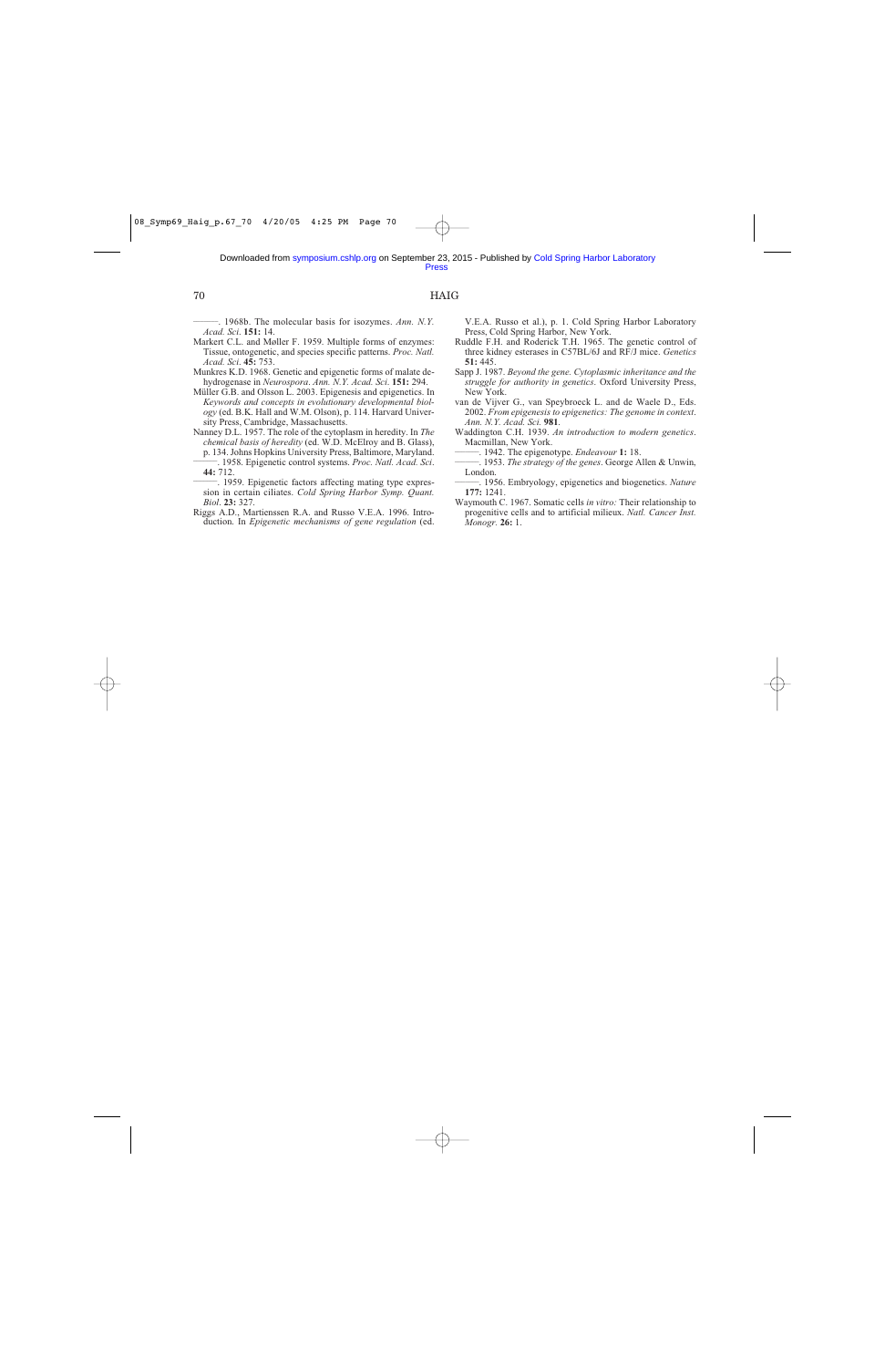———. 1968b. The molecular basis for isozymes. *Ann. N.Y. Acad. Sci*. **151:** 14.

Markert C.L. and Møller F. 1959. Multiple forms of enzymes: Tissue, ontogenetic, and species specific patterns. *Proc. Natl. Acad. Sci*. **45:** 753.

Munkres K.D. 1968. Genetic and epigenetic forms of malate dehydrogenase in *Neurospora*. *Ann. N.Y. Acad. Sci*. **151:** 294.

Müller G.B. and Olsson L. 2003. Epigenesis and epigenetics. In *Keywords and concepts in evolutionary developmental biology* (ed. B.K. Hall and W.M. Olson), p. 114. Harvard University Press, Cambridge, Massachusetts.

Nanney D.L. 1957. The role of the cytoplasm in heredity. In *The chemical basis of heredity* (ed. W.D. McElroy and B. Glass), p. 134. Johns Hopkins University Press, Baltimore, Maryland.

———. 1958. Epigenetic control systems. *Proc. Natl. Acad. Sci*. **44:** 712.

———. 1959. Epigenetic factors affecting mating type expression in certain ciliates. *Cold Spring Harbor Symp. Quant. Biol*. **23:** 327.

Riggs A.D., Martienssen R.A. and Russo V.E.A. 1996. Introduction. In *Epigenetic mechanisms of gene regulation* (ed. V.E.A. Russo et al.), p. 1. Cold Spring Harbor Laboratory Press, Cold Spring Harbor, New York.

Ruddle F.H. and Roderick T.H. 1965. The genetic control of three kidney esterases in C57BL/6J and RF/J mice. *Genetics* **51:** 445.

Sapp J. 1987. *Beyond the gene. Cytoplasmic inheritance and the struggle for authority in genetics*. Oxford University Press, New York.

van de Vijver G., van Speybroeck L. and de Waele D., Eds. 2002. *From epigenesis to epigenetics: The genome in context*. *Ann. N.Y. Acad. Sci.* **981**.

Waddington C.H. 1939. *An introduction to modern genetics*. Macmillan, New York.

———. 1942. The epigenotype. *Endeavour* **1:** 18.

———. 1953. *The strategy of the genes*. George Allen & Unwin, London.

———. 1956. Embryology, epigenetics and biogenetics. *Nature* **177:** 1241.

Waymouth C. 1967. Somatic cells *in vitro:* Their relationship to progenitive cells and to artificial milieux. *Natl. Cancer Inst. Monogr*. **26:** 1.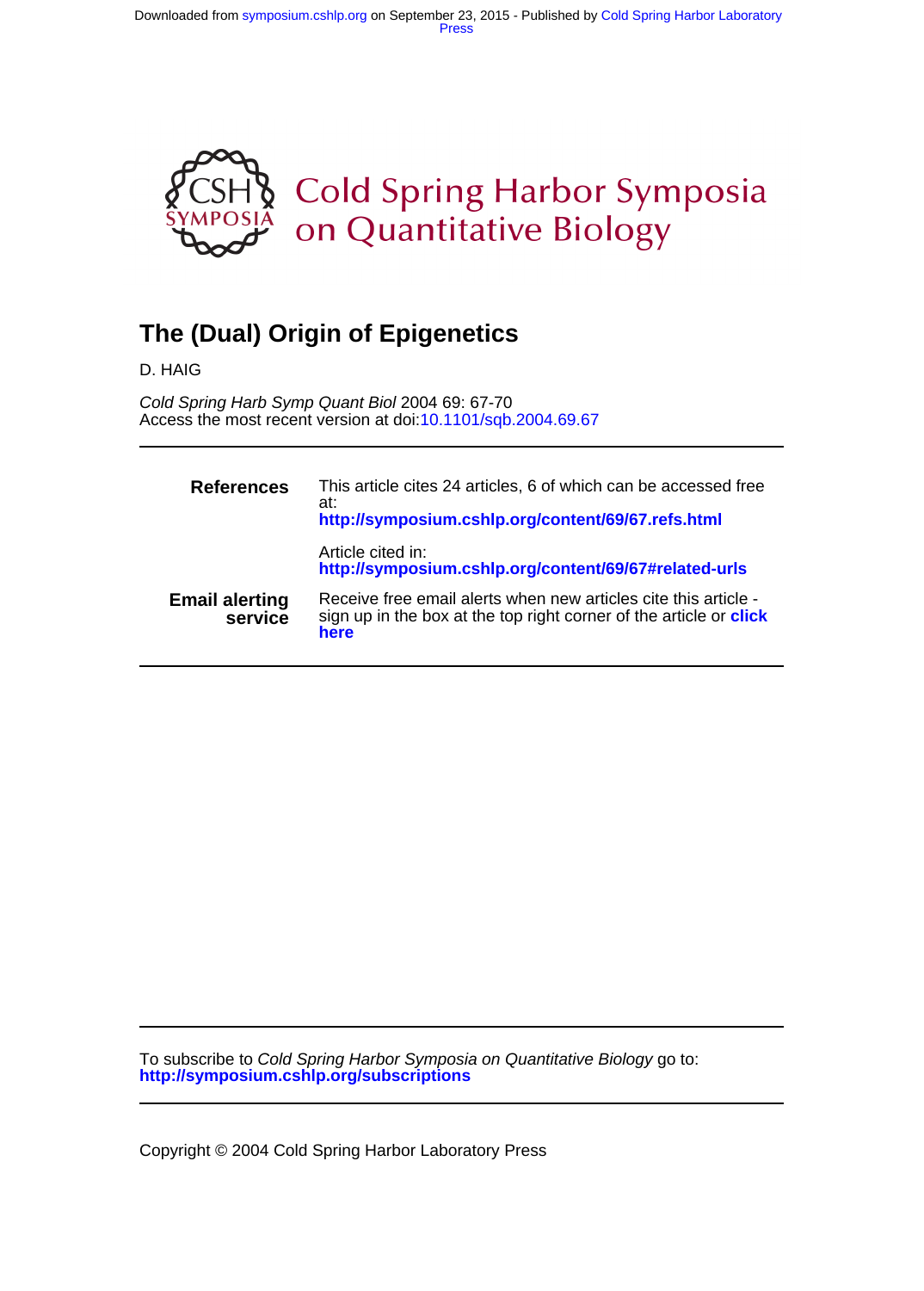Downloaded from symposium.cshlp.org on September 23, 2015 - Published by Cold Spring Harbor Laboratory Press

Cold Spring Harbor Symposia on Quantitative Biology

# The (Dual) Origin of Epigenetics

D. HAIG

*Cold Spring Harb Symp Quant Biol* 2004 69: 67-70
Access the most recent version at doi:10.1101/sqb.2004.69.67

| | |
|---|---|
| **References** | This article cites 24 articles, 6 of which can be accessed free at: **http://symposium.cshlp.org/content/69/67.refs.html** |
| | Article cited in: **http://symposium.cshlp.org/content/69/67#related-urls** |
| **Email alerting service** | Receive free email alerts when new articles cite this article - sign up in the box at the top right corner of the article or **click here** |

To subscribe to *Cold Spring Harbor Symposia on Quantitative Biology* go to:
**http://symposium.cshlp.org/subscriptions**

Copyright © 2004 Cold Spring Harbor Laboratory Press